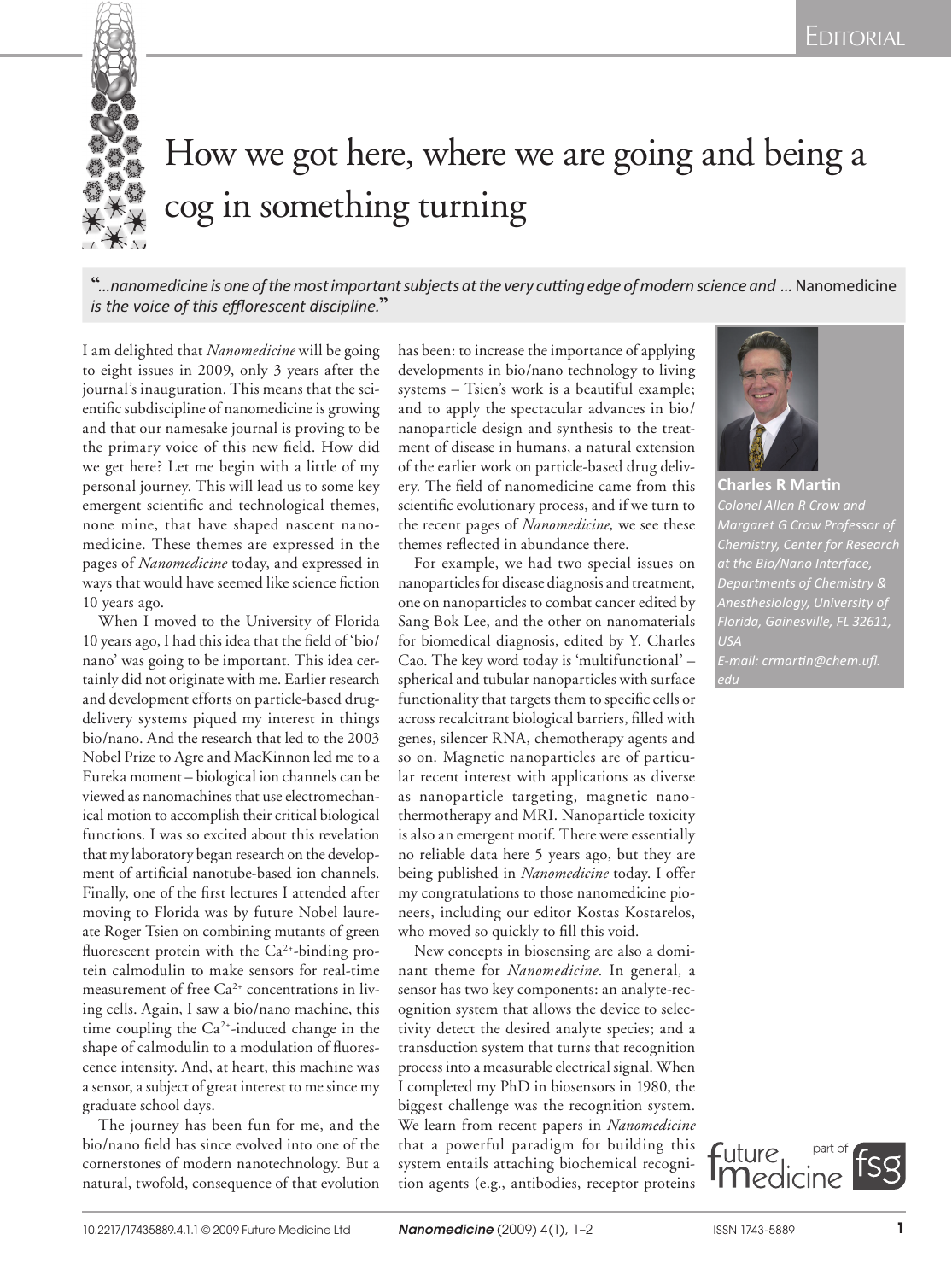Editorial

# How we got here, where we are going and being a cog in something turning

"*...nanomedicine is one of the most important subjects at the very cutting edge of modern science and ...* Nanomedicine *is the voice of this efflorescent discipline.*"

**Charles R Martin**

*Colonel Allen R Crow and Margaret G Crow Professor of Chemistry, Center for Research at the Bio/Nano Interface, Departments of Chemistry & Anesthesiology, University of Florida, Gainesville, FL 32611, USA*

*E-mail: crmartin@chem.ufl.edu*

I am delighted that *Nanomedicine* will be going to eight issues in 2009, only 3 years after the journal's inauguration. This means that the scientific subdiscipline of nanomedicine is growing and that our namesake journal is proving to be the primary voice of this new field. How did we get here? Let me begin with a little of my personal journey. This will lead us to some key emergent scientific and technological themes, none mine, that have shaped nascent nanomedicine. These themes are expressed in the pages of *Nanomedicine* today, and expressed in ways that would have seemed like science fiction 10 years ago.

When I moved to the University of Florida 10 years ago, I had this idea that the field of 'bio/nano' was going to be important. This idea certainly did not originate with me. Earlier research and development efforts on particle-based drug-delivery systems piqued my interest in things bio/nano. And the research that led to the 2003 Nobel Prize to Agre and MacKinnon led me to a Eureka moment – biological ion channels can be viewed as nanomachines that use electromechanical motion to accomplish their critical biological functions. I was so excited about this revelation that my laboratory began research on the development of artificial nanotube-based ion channels. Finally, one of the first lectures I attended after moving to Florida was by future Nobel laureate Roger Tsien on combining mutants of green fluorescent protein with the $Ca^{2+}$-binding protein calmodulin to make sensors for real-time measurement of free $Ca^{2+}$ concentrations in living cells. Again, I saw a bio/nano machine, this time coupling the $Ca^{2+}$-induced change in the shape of calmodulin to a modulation of fluorescence intensity. And, at heart, this machine was a sensor, a subject of great interest to me since my graduate school days.

The journey has been fun for me, and the bio/nano field has since evolved into one of the cornerstones of modern nanotechnology. But a natural, twofold, consequence of that evolution has been: to increase the importance of applying developments in bio/nano technology to living systems – Tsien's work is a beautiful example; and to apply the spectacular advances in bio/nanoparticle design and synthesis to the treatment of disease in humans, a natural extension of the earlier work on particle-based drug delivery. The field of nanomedicine came from this scientific evolutionary process, and if we turn to the recent pages of *Nanomedicine,* we see these themes reflected in abundance there.

For example, we had two special issues on nanoparticles for disease diagnosis and treatment, one on nanoparticles to combat cancer edited by Sang Bok Lee, and the other on nanomaterials for biomedical diagnosis, edited by Y. Charles Cao. The key word today is 'multifunctional' – spherical and tubular nanoparticles with surface functionality that targets them to specific cells or across recalcitrant biological barriers, filled with genes, silencer RNA, chemotherapy agents and so on. Magnetic nanoparticles are of particular recent interest with applications as diverse as nanoparticle targeting, magnetic nanothermotherapy and MRI. Nanoparticle toxicity is also an emergent motif. There were essentially no reliable data here 5 years ago, but they are being published in *Nanomedicine* today. I offer my congratulations to those nanomedicine pioneers, including our editor Kostas Kostarelos, who moved so quickly to fill this void.

New concepts in biosensing are also a dominant theme for *Nanomedicine*. In general, a sensor has two key components: an analyte-recognition system that allows the device to selectivity detect the desired analyte species; and a transduction system that turns that recognition process into a measurable electrical signal. When I completed my PhD in biosensors in 1980, the biggest challenge was the recognition system. We learn from recent papers in *Nanomedicine* that a powerful paradigm for building this system entails attaching biochemical recognition agents (e.g., antibodies, receptor proteins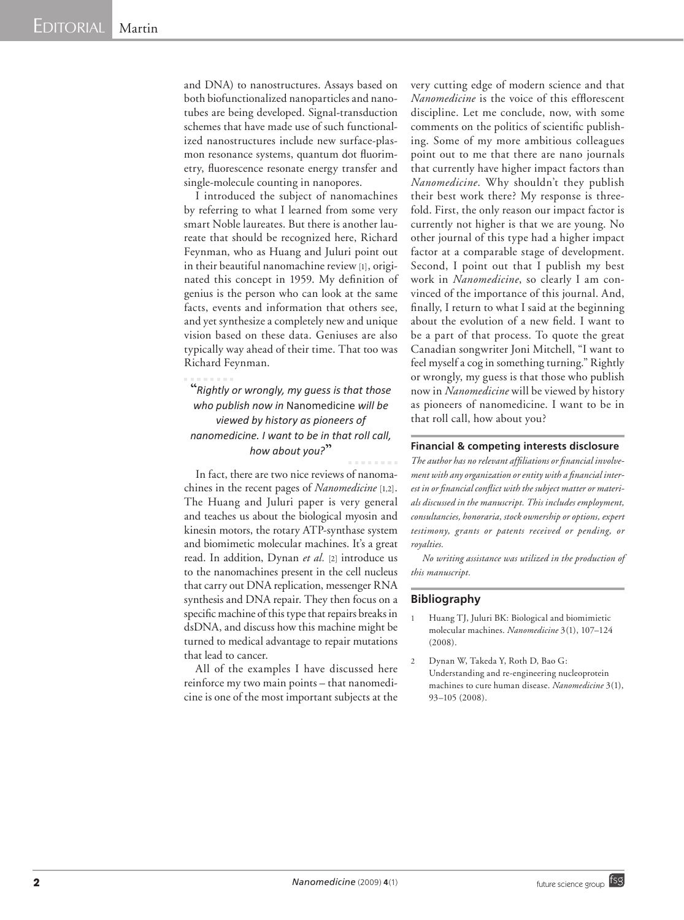and DNA) to nanostructures. Assays based on both biofunctionalized nanoparticles and nanotubes are being developed. Signal-transduction schemes that have made use of such functionalized nanostructures include new surface-plasmon resonance systems, quantum dot fluorimetry, fluorescence resonate energy transfer and single-molecule counting in nanopores.

I introduced the subject of nanomachines by referring to what I learned from some very smart Noble laureates. But there is another laureate that should be recognized here, Richard Feynman, who as Huang and Juluri point out in their beautiful nanomachine review [1], originated this concept in 1959. My definition of genius is the person who can look at the same facts, events and information that others see, and yet synthesize a completely new and unique vision based on these data. Geniuses are also typically way ahead of their time. That too was Richard Feynman.

> "*Rightly or wrongly, my guess is that those who publish now in* Nanomedicine *will be viewed by history as pioneers of nanomedicine. I want to be in that roll call, how about you?*"

In fact, there are two nice reviews of nanomachines in the recent pages of *Nanomedicine* [1,2]. The Huang and Juluri paper is very general and teaches us about the biological myosin and kinesin motors, the rotary ATP-synthase system and biomimetic molecular machines. It's a great read. In addition, Dynan *et al.* [2] introduce us to the nanomachines present in the cell nucleus that carry out DNA replication, messenger RNA synthesis and DNA repair. They then focus on a specific machine of this type that repairs breaks in dsDNA, and discuss how this machine might be turned to medical advantage to repair mutations that lead to cancer.

All of the examples I have discussed here reinforce my two main points – that nanomedicine is one of the most important subjects at the very cutting edge of modern science and that *Nanomedicine* is the voice of this efflorescent discipline. Let me conclude, now, with some comments on the politics of scientific publishing. Some of my more ambitious colleagues point out to me that there are nano journals that currently have higher impact factors than *Nanomedicine*. Why shouldn't they publish their best work there? My response is threefold. First, the only reason our impact factor is currently not higher is that we are young. No other journal of this type had a higher impact factor at a comparable stage of development. Second, I point out that I publish my best work in *Nanomedicine*, so clearly I am convinced of the importance of this journal. And, finally, I return to what I said at the beginning about the evolution of a new field. I want to be a part of that process. To quote the great Canadian songwriter Joni Mitchell, "I want to feel myself a cog in something turning." Rightly or wrongly, my guess is that those who publish now in *Nanomedicine* will be viewed by history as pioneers of nanomedicine. I want to be in that roll call, how about you?

#### Financial & competing interests disclosure

*The author has no relevant affiliations or financial involvement with any organization or entity with a financial interest in or financial conflict with the subject matter or materials discussed in the manuscript. This includes employment, consultancies, honoraria, stock ownership or options, expert testimony, grants or patents received or pending, or royalties.*

*No writing assistance was utilized in the production of this manuscript.*

## Bibliography

1. Huang TJ, Juluri BK: Biological and biomimietic molecular machines. *Nanomedicine* 3(1), 107–124 (2008).
2. Dynan W, Takeda Y, Roth D, Bao G: Understanding and re-engineering nucleoprotein machines to cure human disease. *Nanomedicine* 3(1), 93–105 (2008).